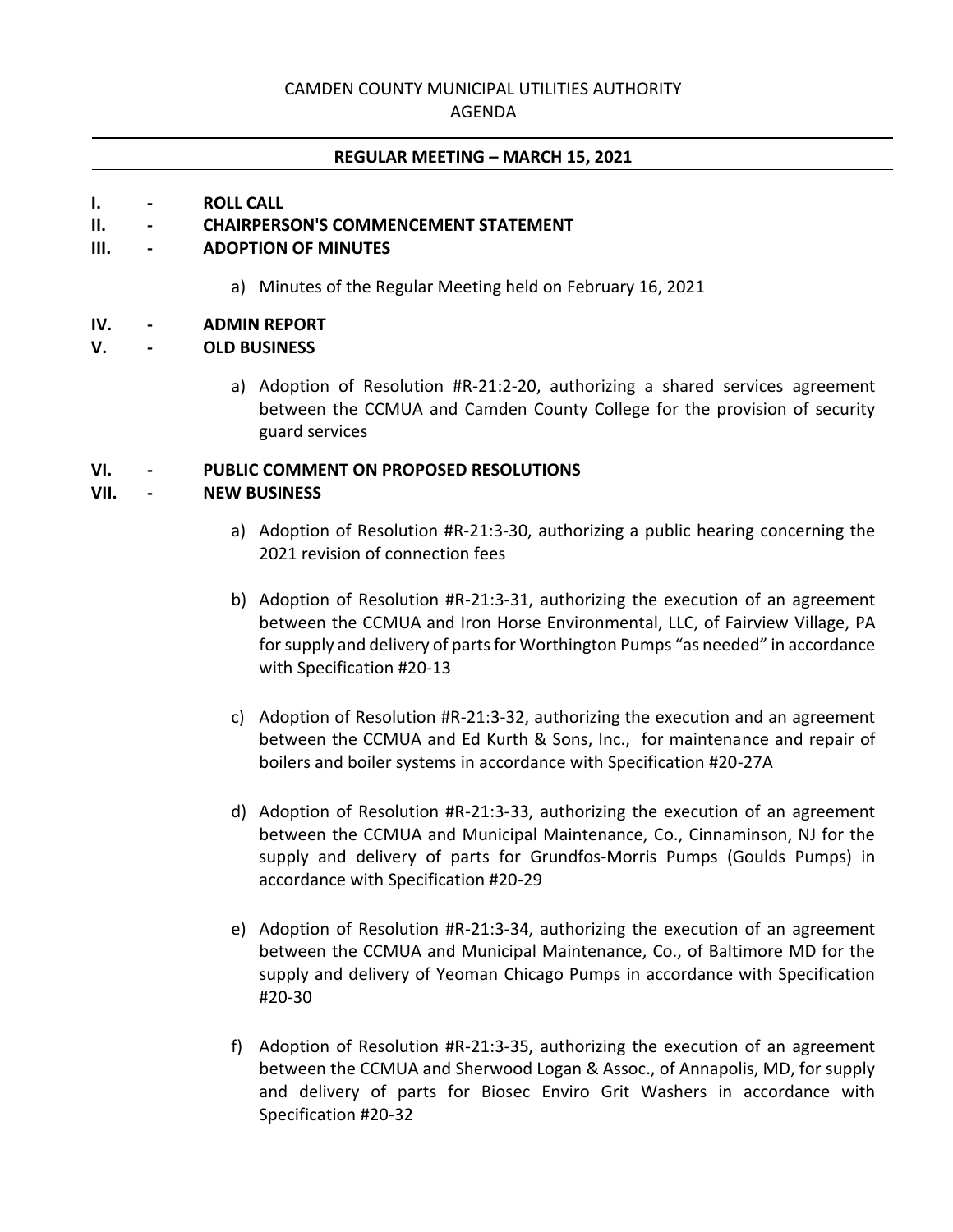# CAMDEN COUNTY MUNICIPAL UTILITIES AUTHORITY

## AGENDA

---

**REGULAR MEETING – MARCH 15, 2021**

---

**I. - ROLL CALL**

**II. - CHAIRPERSON'S COMMENCEMENT STATEMENT**

**III. - ADOPTION OF MINUTES**

a) Minutes of the Regular Meeting held on February 16, 2021

**IV. - ADMIN REPORT**

**V. - OLD BUSINESS**

a) Adoption of Resolution #R-21:2-20, authorizing a shared services agreement between the CCMUA and Camden County College for the provision of security guard services

**VI. - PUBLIC COMMENT ON PROPOSED RESOLUTIONS**

**VII. - NEW BUSINESS**

a) Adoption of Resolution #R-21:3-30, authorizing a public hearing concerning the 2021 revision of connection fees

b) Adoption of Resolution #R-21:3-31, authorizing the execution of an agreement between the CCMUA and Iron Horse Environmental, LLC, of Fairview Village, PA for supply and delivery of parts for Worthington Pumps "as needed" in accordance with Specification #20-13

c) Adoption of Resolution #R-21:3-32, authorizing the execution and an agreement between the CCMUA and Ed Kurth & Sons, Inc., for maintenance and repair of boilers and boiler systems in accordance with Specification #20-27A

d) Adoption of Resolution #R-21:3-33, authorizing the execution of an agreement between the CCMUA and Municipal Maintenance, Co., Cinnaminson, NJ for the supply and delivery of parts for Grundfos-Morris Pumps (Goulds Pumps) in accordance with Specification #20-29

e) Adoption of Resolution #R-21:3-34, authorizing the execution of an agreement between the CCMUA and Municipal Maintenance, Co., of Baltimore MD for the supply and delivery of Yeoman Chicago Pumps in accordance with Specification #20-30

f) Adoption of Resolution #R-21:3-35, authorizing the execution of an agreement between the CCMUA and Sherwood Logan & Assoc., of Annapolis, MD, for supply and delivery of parts for Biosec Enviro Grit Washers in accordance with Specification #20-32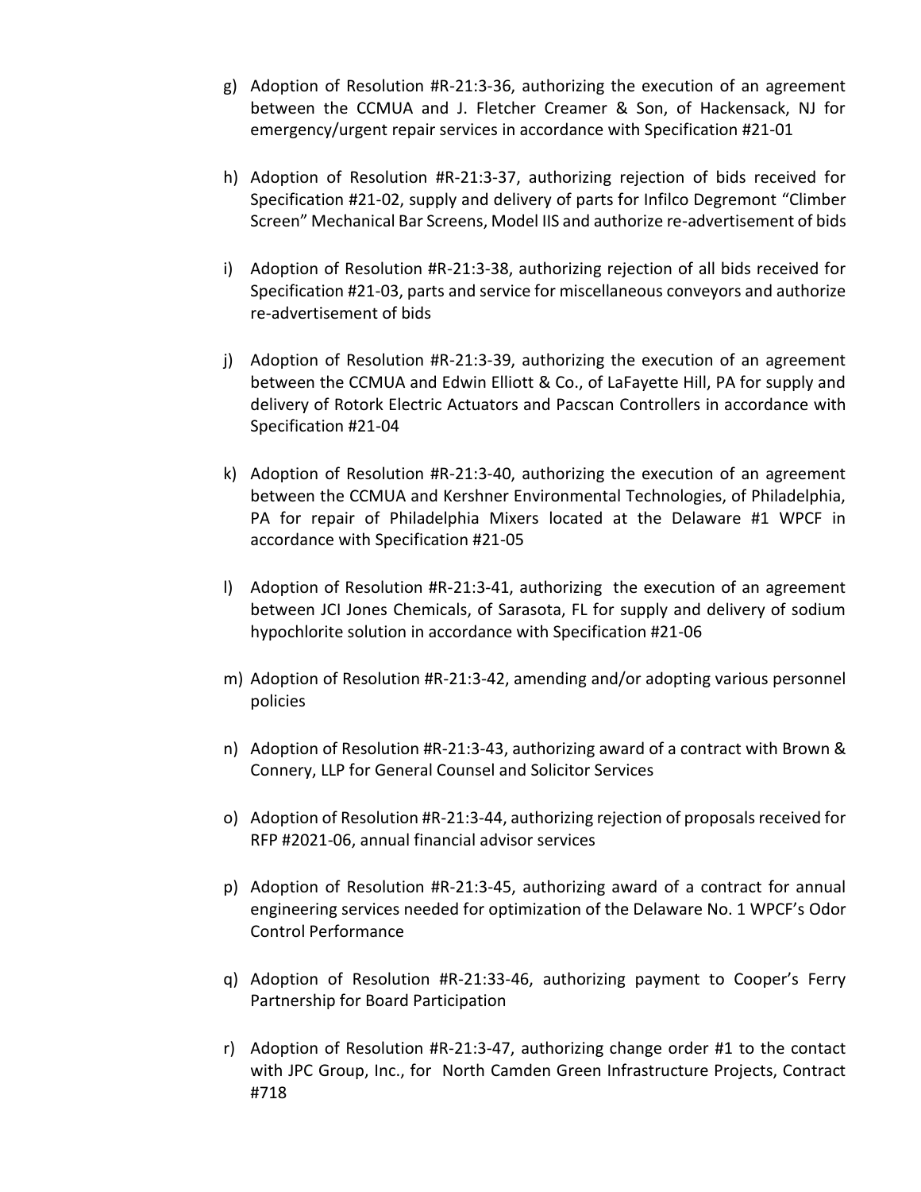g) Adoption of Resolution #R-21:3-36, authorizing the execution of an agreement between the CCMUA and J. Fletcher Creamer & Son, of Hackensack, NJ for emergency/urgent repair services in accordance with Specification #21-01

h) Adoption of Resolution #R-21:3-37, authorizing rejection of bids received for Specification #21-02, supply and delivery of parts for Infilco Degremont "Climber Screen" Mechanical Bar Screens, Model IIS and authorize re-advertisement of bids

i) Adoption of Resolution #R-21:3-38, authorizing rejection of all bids received for Specification #21-03, parts and service for miscellaneous conveyors and authorize re-advertisement of bids

j) Adoption of Resolution #R-21:3-39, authorizing the execution of an agreement between the CCMUA and Edwin Elliott & Co., of LaFayette Hill, PA for supply and delivery of Rotork Electric Actuators and Pacscan Controllers in accordance with Specification #21-04

k) Adoption of Resolution #R-21:3-40, authorizing the execution of an agreement between the CCMUA and Kershner Environmental Technologies, of Philadelphia, PA for repair of Philadelphia Mixers located at the Delaware #1 WPCF in accordance with Specification #21-05

l) Adoption of Resolution #R-21:3-41, authorizing the execution of an agreement between JCI Jones Chemicals, of Sarasota, FL for supply and delivery of sodium hypochlorite solution in accordance with Specification #21-06

m) Adoption of Resolution #R-21:3-42, amending and/or adopting various personnel policies

n) Adoption of Resolution #R-21:3-43, authorizing award of a contract with Brown & Connery, LLP for General Counsel and Solicitor Services

o) Adoption of Resolution #R-21:3-44, authorizing rejection of proposals received for RFP #2021-06, annual financial advisor services

p) Adoption of Resolution #R-21:3-45, authorizing award of a contract for annual engineering services needed for optimization of the Delaware No. 1 WPCF's Odor Control Performance

q) Adoption of Resolution #R-21:33-46, authorizing payment to Cooper's Ferry Partnership for Board Participation

r) Adoption of Resolution #R-21:3-47, authorizing change order #1 to the contact with JPC Group, Inc., for North Camden Green Infrastructure Projects, Contract #718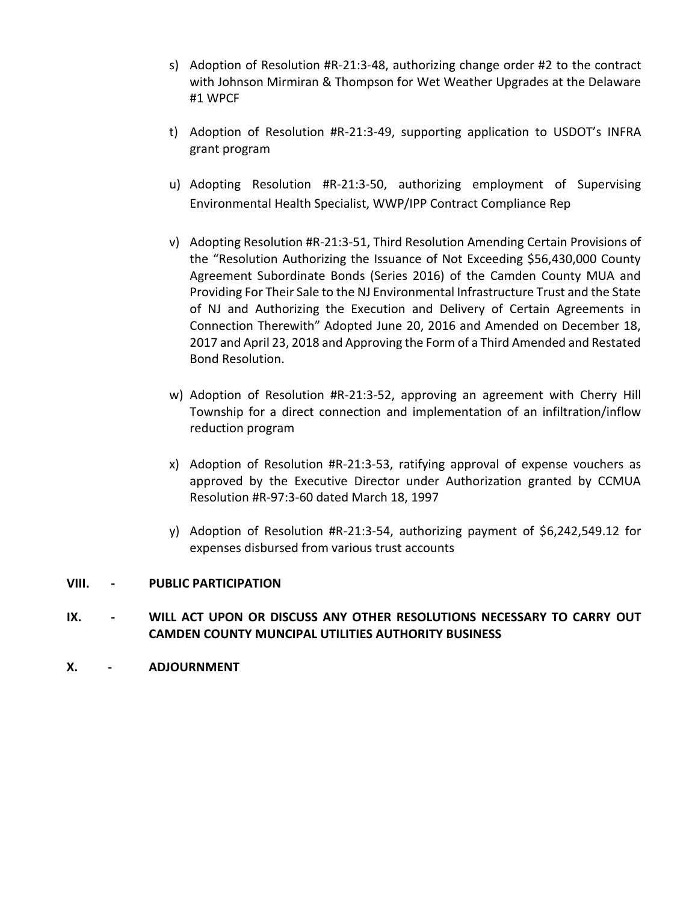s) Adoption of Resolution #R-21:3-48, authorizing change order #2 to the contract with Johnson Mirmiran & Thompson for Wet Weather Upgrades at the Delaware #1 WPCF

t) Adoption of Resolution #R-21:3-49, supporting application to USDOT's INFRA grant program

u) Adopting Resolution #R-21:3-50, authorizing employment of Supervising Environmental Health Specialist, WWP/IPP Contract Compliance Rep

v) Adopting Resolution #R-21:3-51, Third Resolution Amending Certain Provisions of the "Resolution Authorizing the Issuance of Not Exceeding $56,430,000 County Agreement Subordinate Bonds (Series 2016) of the Camden County MUA and Providing For Their Sale to the NJ Environmental Infrastructure Trust and the State of NJ and Authorizing the Execution and Delivery of Certain Agreements in Connection Therewith" Adopted June 20, 2016 and Amended on December 18, 2017 and April 23, 2018 and Approving the Form of a Third Amended and Restated Bond Resolution.

w) Adoption of Resolution #R-21:3-52, approving an agreement with Cherry Hill Township for a direct connection and implementation of an infiltration/inflow reduction program

x) Adoption of Resolution #R-21:3-53, ratifying approval of expense vouchers as approved by the Executive Director under Authorization granted by CCMUA Resolution #R-97:3-60 dated March 18, 1997

y) Adoption of Resolution #R-21:3-54, authorizing payment of $6,242,549.12 for expenses disbursed from various trust accounts

**VIII. - PUBLIC PARTICIPATION**

**IX. - WILL ACT UPON OR DISCUSS ANY OTHER RESOLUTIONS NECESSARY TO CARRY OUT CAMDEN COUNTY MUNCIPAL UTILITIES AUTHORITY BUSINESS**

**X. - ADJOURNMENT**